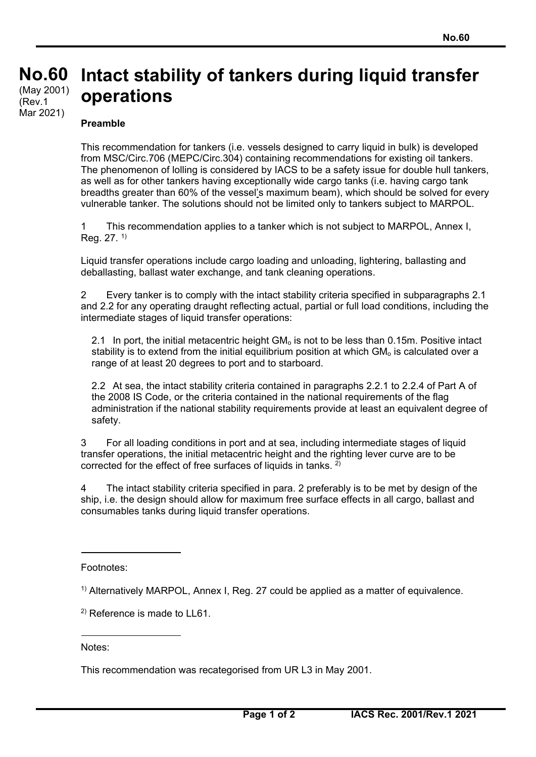# No.60 Intact stability of tankers during liquid transfer operations

(May 2001)
(Rev.1 Mar 2021)

**Preamble**

This recommendation for tankers (i.e. vessels designed to carry liquid in bulk) is developed from MSC/Circ.706 (MEPC/Circ.304) containing recommendations for existing oil tankers. The phenomenon of lolling is considered by IACS to be a safety issue for double hull tankers, as well as for other tankers having exceptionally wide cargo tanks (i.e. having cargo tank breadths greater than 60% of the vessel's maximum beam), which should be solved for every vulnerable tanker. The solutions should not be limited only to tankers subject to MARPOL.

1 This recommendation applies to a tanker which is not subject to MARPOL, Annex I, Reg. 27. [1)]

Liquid transfer operations include cargo loading and unloading, lightering, ballasting and deballasting, ballast water exchange, and tank cleaning operations.

2 Every tanker is to comply with the intact stability criteria specified in subparagraphs 2.1 and 2.2 for any operating draught reflecting actual, partial or full load conditions, including the intermediate stages of liquid transfer operations:

2.1 In port, the initial metacentric height $GM_o$ is not to be less than 0.15m. Positive intact stability is to extend from the initial equilibrium position at which $GM_o$ is calculated over a range of at least 20 degrees to port and to starboard.

2.2 At sea, the intact stability criteria contained in paragraphs 2.2.1 to 2.2.4 of Part A of the 2008 IS Code, or the criteria contained in the national requirements of the flag administration if the national stability requirements provide at least an equivalent degree of safety.

3 For all loading conditions in port and at sea, including intermediate stages of liquid transfer operations, the initial metacentric height and the righting lever curve are to be corrected for the effect of free surfaces of liquids in tanks. [2)]

4 The intact stability criteria specified in para. 2 preferably is to be met by design of the ship, i.e. the design should allow for maximum free surface effects in all cargo, ballast and consumables tanks during liquid transfer operations.

---

Footnotes:

[1)] Alternatively MARPOL, Annex I, Reg. 27 could be applied as a matter of equivalence.

[2)] Reference is made to LL61.

---

Notes:

This recommendation was recategorised from UR L3 in May 2001.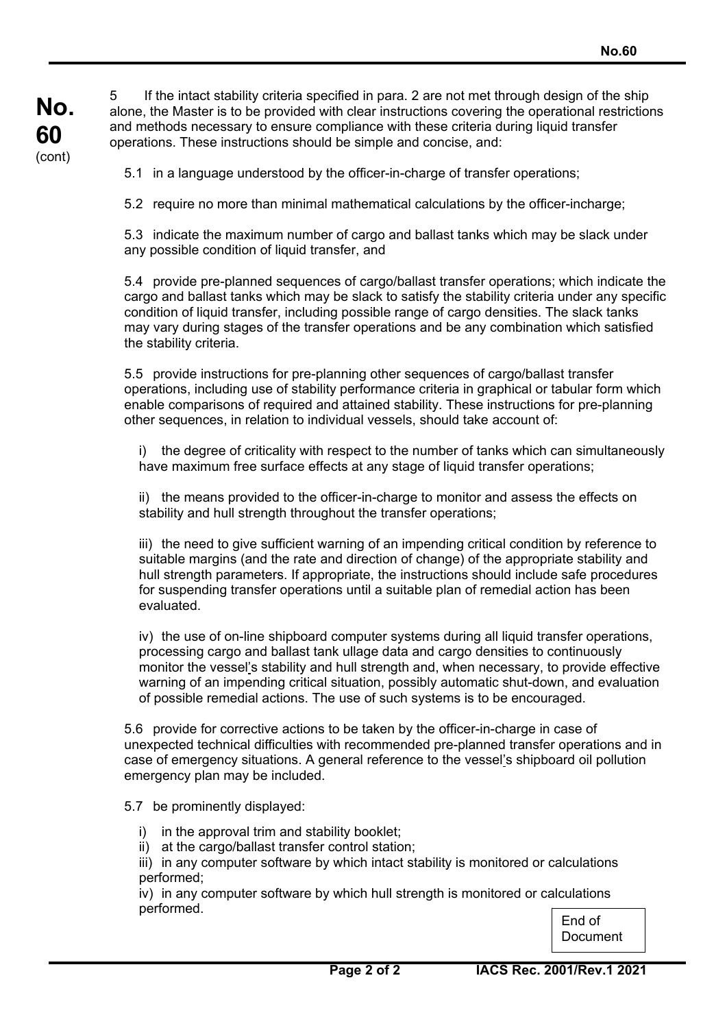5 If the intact stability criteria specified in para. 2 are not met through design of the ship alone, the Master is to be provided with clear instructions covering the operational restrictions and methods necessary to ensure compliance with these criteria during liquid transfer operations. These instructions should be simple and concise, and:

5.1 in a language understood by the officer-in-charge of transfer operations;

5.2 require no more than minimal mathematical calculations by the officer-incharge;

5.3 indicate the maximum number of cargo and ballast tanks which may be slack under any possible condition of liquid transfer, and

5.4 provide pre-planned sequences of cargo/ballast transfer operations; which indicate the cargo and ballast tanks which may be slack to satisfy the stability criteria under any specific condition of liquid transfer, including possible range of cargo densities. The slack tanks may vary during stages of the transfer operations and be any combination which satisfied the stability criteria.

5.5 provide instructions for pre-planning other sequences of cargo/ballast transfer operations, including use of stability performance criteria in graphical or tabular form which enable comparisons of required and attained stability. These instructions for pre-planning other sequences, in relation to individual vessels, should take account of:

i) the degree of criticality with respect to the number of tanks which can simultaneously have maximum free surface effects at any stage of liquid transfer operations;

ii) the means provided to the officer-in-charge to monitor and assess the effects on stability and hull strength throughout the transfer operations;

iii) the need to give sufficient warning of an impending critical condition by reference to suitable margins (and the rate and direction of change) of the appropriate stability and hull strength parameters. If appropriate, the instructions should include safe procedures for suspending transfer operations until a suitable plan of remedial action has been evaluated.

iv) the use of on-line shipboard computer systems during all liquid transfer operations, processing cargo and ballast tank ullage data and cargo densities to continuously monitor the vessel's stability and hull strength and, when necessary, to provide effective warning of an impending critical situation, possibly automatic shut-down, and evaluation of possible remedial actions. The use of such systems is to be encouraged.

5.6 provide for corrective actions to be taken by the officer-in-charge in case of unexpected technical difficulties with recommended pre-planned transfer operations and in case of emergency situations. A general reference to the vessel's shipboard oil pollution emergency plan may be included.

5.7 be prominently displayed:

i) in the approval trim and stability booklet;
ii) at the cargo/ballast transfer control station;
iii) in any computer software by which intact stability is monitored or calculations performed;
iv) in any computer software by which hull strength is monitored or calculations performed.

End of Document